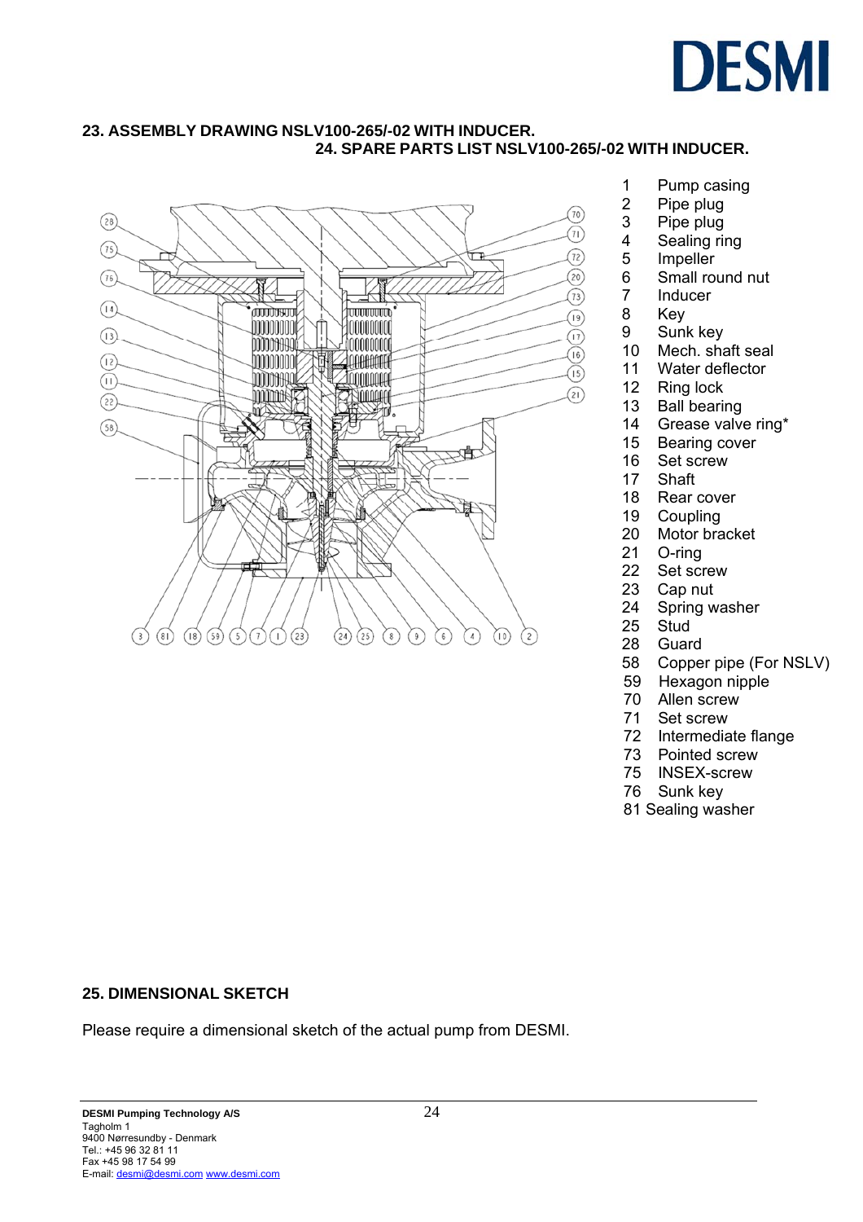# 23. ASSEMBLY DRAWING NSLV100-265/-02 WITH INDUCER.

## 24. SPARE PARTS LIST NSLV100-265/-02 WITH INDUCER.

| | |
|---|---|
| 1 | Pump casing |
| 2 | Pipe plug |
| 3 | Pipe plug |
| 4 | Sealing ring |
| 5 | Impeller |
| 6 | Small round nut |
| 7 | Inducer |
| 8 | Key |
| 9 | Sunk key |
| 10 | Mech. shaft seal |
| 11 | Water deflector |
| 12 | Ring lock |
| 13 | Ball bearing |
| 14 | Grease valve ring* |
| 15 | Bearing cover |
| 16 | Set screw |
| 17 | Shaft |
| 18 | Rear cover |
| 19 | Coupling |
| 20 | Motor bracket |
| 21 | O-ring |
| 22 | Set screw |
| 23 | Cap nut |
| 24 | Spring washer |
| 25 | Stud |
| 28 | Guard |
| 58 | Copper pipe (For NSLV) |
| 59 | Hexagon nipple |
| 70 | Allen screw |
| 71 | Set screw |
| 72 | Intermediate flange |
| 73 | Pointed screw |
| 75 | INSEX-screw |
| 76 | Sunk key |
| 81 | Sealing washer |

## 25. DIMENSIONAL SKETCH

Please require a dimensional sketch of the actual pump from DESMI.

**DESMI Pumping Technology A/S**
Tagholm 1
9400 Nørresundby - Denmark
Tel.: +45 96 32 81 11
Fax +45 98 17 54 99
E-mail: desmi@desmi.com www.desmi.com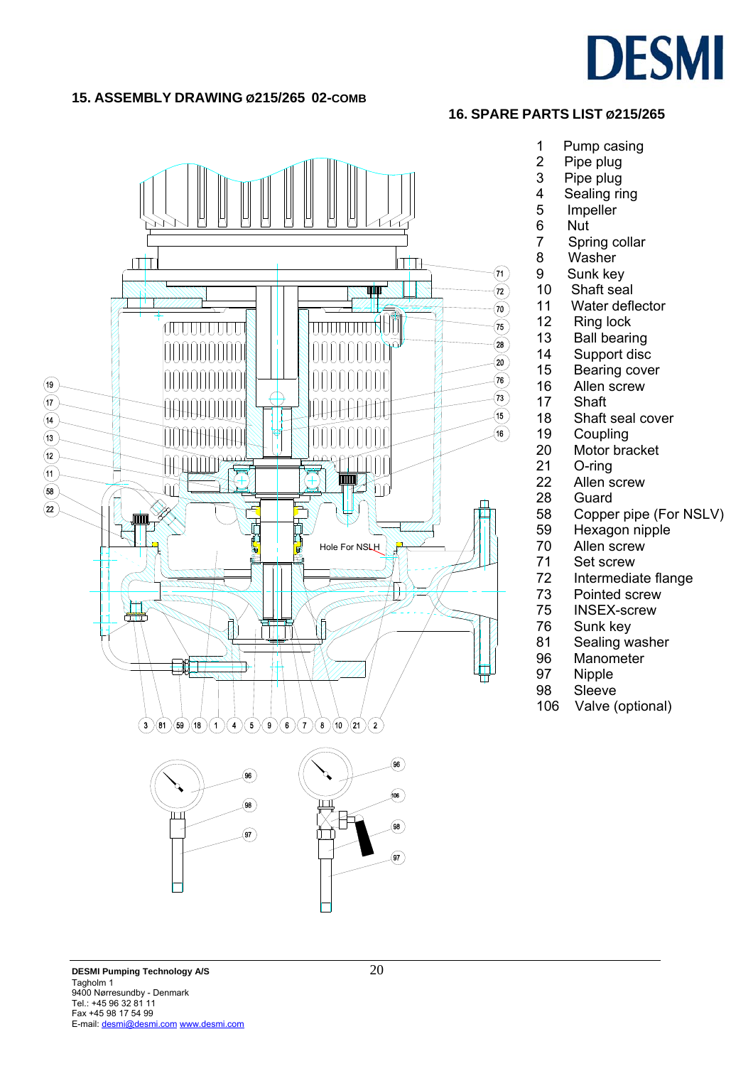## 15. ASSEMBLY DRAWING ø215/265 02-COMB

## 16. SPARE PARTS LIST ø215/265

| No. | Part |
|---|---|
| 1 | Pump casing |
| 2 | Pipe plug |
| 3 | Pipe plug |
| 4 | Sealing ring |
| 5 | Impeller |
| 6 | Nut |
| 7 | Spring collar |
| 8 | Washer |
| 9 | Sunk key |
| 10 | Shaft seal |
| 11 | Water deflector |
| 12 | Ring lock |
| 13 | Ball bearing |
| 14 | Support disc |
| 15 | Bearing cover |
| 16 | Allen screw |
| 17 | Shaft |
| 18 | Shaft seal cover |
| 19 | Coupling |
| 20 | Motor bracket |
| 21 | O-ring |
| 22 | Allen screw |
| 28 | Guard |
| 58 | Copper pipe (For NSLV) |
| 59 | Hexagon nipple |
| 70 | Allen screw |
| 71 | Set screw |
| 72 | Intermediate flange |
| 73 | Pointed screw |
| 75 | INSEX-screw |
| 76 | Sunk key |
| 81 | Sealing washer |
| 96 | Manometer |
| 97 | Nipple |
| 98 | Sleeve |
| 106 | Valve (optional) |

**DESMI Pumping Technology A/S**
Tagholm 1
9400 Nørresundby - Denmark
Tel.: +45 96 32 81 11
Fax +45 98 17 54 99
E-mail: desmi@desmi.com www.desmi.com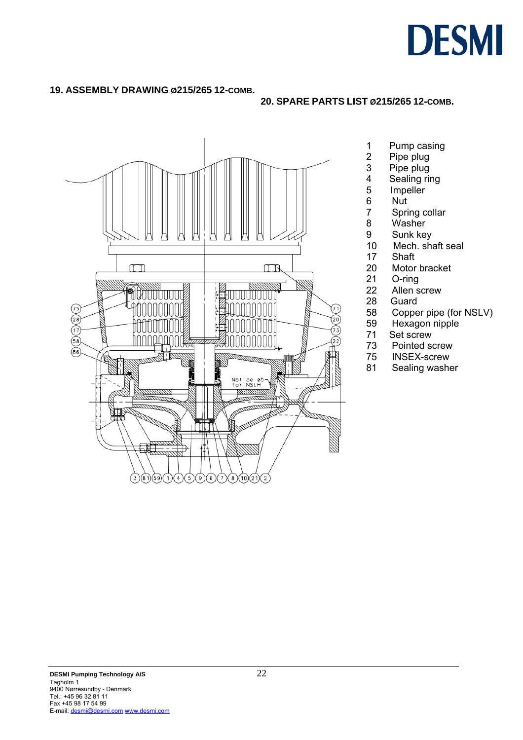## 19. ASSEMBLY DRAWING ø215/265 12-COMB.

## 20. SPARE PARTS LIST ø215/265 12-COMB.

| | |
|---|---|
| 1 | Pump casing |
| 2 | Pipe plug |
| 3 | Pipe plug |
| 4 | Sealing ring |
| 5 | Impeller |
| 6 | Nut |
| 7 | Spring collar |
| 8 | Washer |
| 9 | Sunk key |
| 10 | Mech. shaft seal |
| 17 | Shaft |
| 20 | Motor bracket |
| 21 | O-ring |
| 22 | Allen screw |
| 28 | Guard |
| 58 | Copper pipe (for NSLV) |
| 59 | Hexagon nipple |
| 71 | Set screw |
| 73 | Pointed screw |
| 75 | INSEX-screw |
| 81 | Sealing washer |

**DESMI Pumping Technology A/S**
Tagholm 1
9400 Nørresundby - Denmark
Tel.: +45 96 32 81 11
Fax +45 98 17 54 99
E-mail: desmi@desmi.com www.desmi.com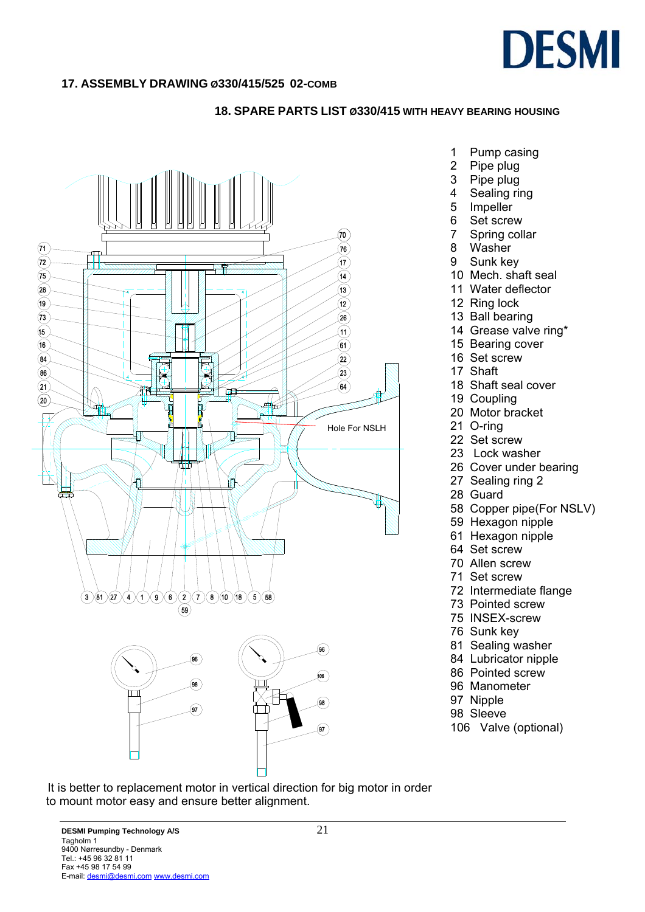## 17. ASSEMBLY DRAWING ø330/415/525 02-COMB

## 18. SPARE PARTS LIST ø330/415 WITH HEAVY BEARING HOUSING

Hole For NSLH

1 Pump casing
2 Pipe plug
3 Pipe plug
4 Sealing ring
5 Impeller
6 Set screw
7 Spring collar
8 Washer
9 Sunk key
10 Mech. shaft seal
11 Water deflector
12 Ring lock
13 Ball bearing
14 Grease valve ring*
15 Bearing cover
16 Set screw
17 Shaft
18 Shaft seal cover
19 Coupling
20 Motor bracket
21 O-ring
22 Set screw
23 Lock washer
26 Cover under bearing
27 Sealing ring 2
28 Guard
58 Copper pipe(For NSLV)
59 Hexagon nipple
61 Hexagon nipple
64 Set screw
70 Allen screw
71 Set screw
72 Intermediate flange
73 Pointed screw
75 INSEX-screw
76 Sunk key
81 Sealing washer
84 Lubricator nipple
86 Pointed screw
96 Manometer
97 Nipple
98 Sleeve
106 Valve (optional)

It is better to replacement motor in vertical direction for big motor in order to mount motor easy and ensure better alignment.

**DESMI Pumping Technology A/S**
Tagholm 1
9400 Nørresundby - Denmark
Tel.: +45 96 32 81 11
Fax +45 98 17 54 99
E-mail: desmi@desmi.com www.desmi.com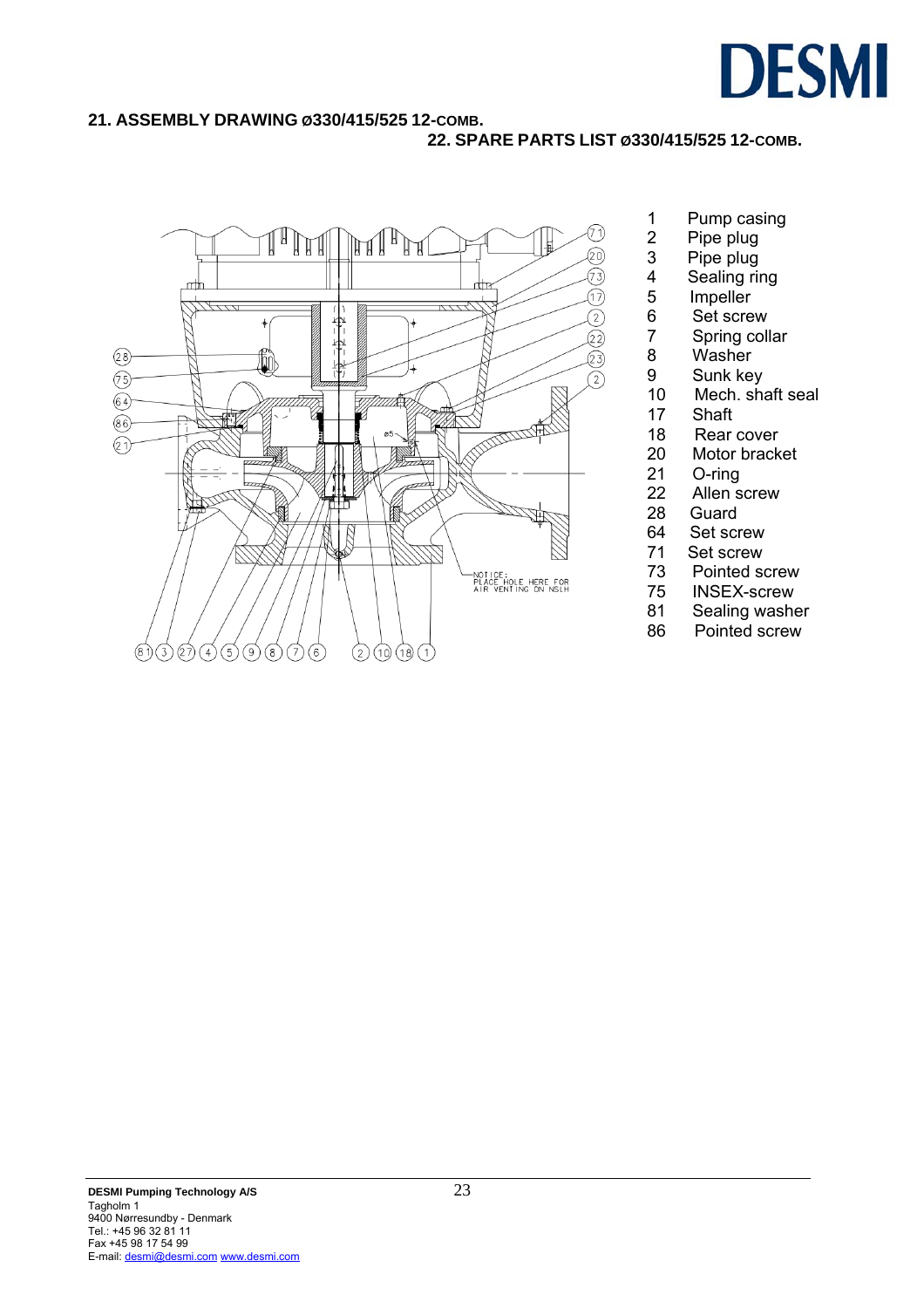## 21. ASSEMBLY DRAWING ø330/415/525 12-COMB.

## 22. SPARE PARTS LIST ø330/415/525 12-COMB.

NOTICE:
PLACE HOLE HERE FOR
AIR VENTING ON NSLH

| | |
|---|---|
| 1 | Pump casing |
| 2 | Pipe plug |
| 3 | Pipe plug |
| 4 | Sealing ring |
| 5 | Impeller |
| 6 | Set screw |
| 7 | Spring collar |
| 8 | Washer |
| 9 | Sunk key |
| 10 | Mech. shaft seal |
| 17 | Shaft |
| 18 | Rear cover |
| 20 | Motor bracket |
| 21 | O-ring |
| 22 | Allen screw |
| 28 | Guard |
| 64 | Set screw |
| 71 | Set screw |
| 73 | Pointed screw |
| 75 | INSEX-screw |
| 81 | Sealing washer |
| 86 | Pointed screw |

**DESMI Pumping Technology A/S**
Tagholm 1
9400 Nørresundby - Denmark
Tel.: +45 96 32 81 11
Fax +45 98 17 54 99
E-mail: desmi@desmi.com www.desmi.com